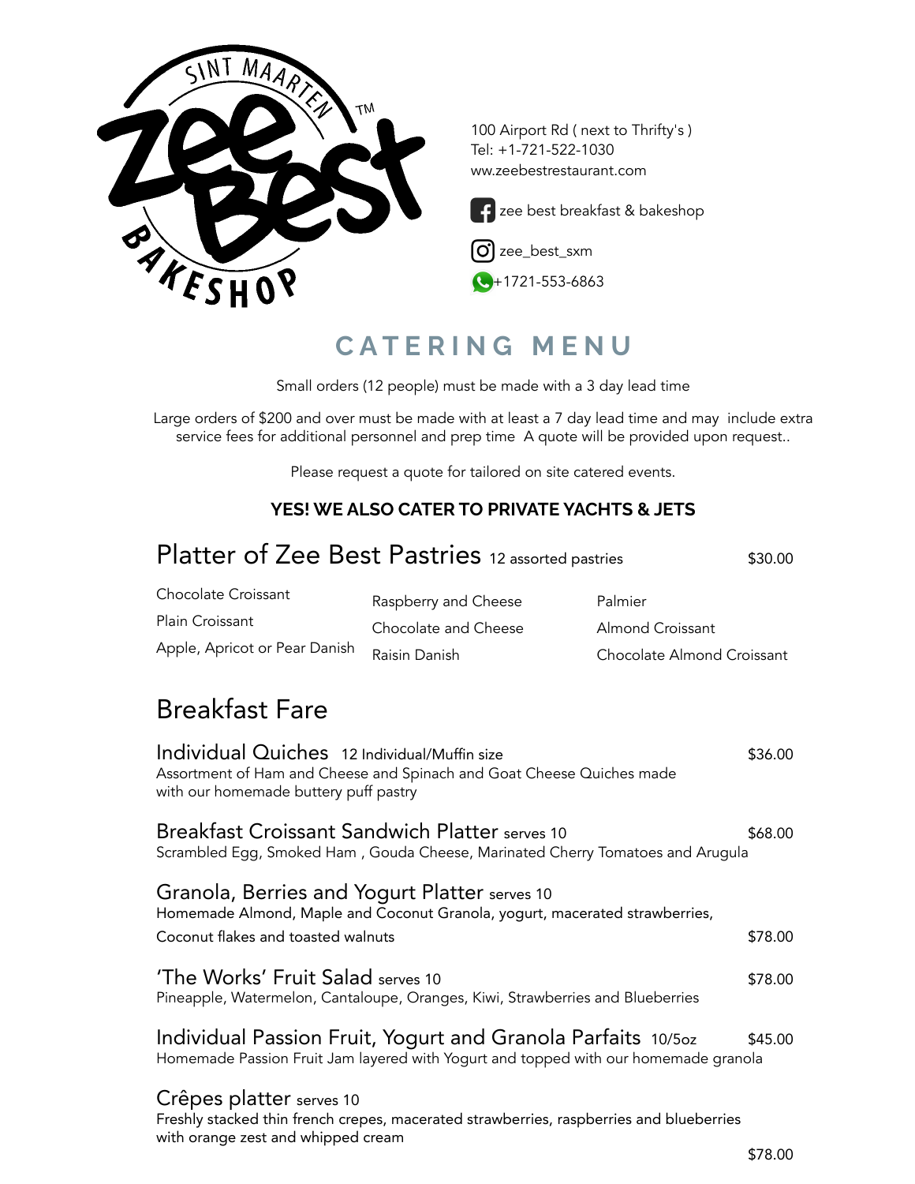Sint Maarten Zee Best Bakeshop™

100 Airport Rd ( next to Thrifty's )
Tel: +1-721-522-1030
ww.zeebestrestaurant.com

zee best breakfast & bakeshop

zee_best_sxm

+1721-553-6863

# CATERING MENU

Small orders (12 people) must be made with a 3 day lead time

Large orders of $200 and over must be made with at least a 7 day lead time and may include extra service fees for additional personnel and prep time A quote will be provided upon request..

Please request a quote for tailored on site catered events.

**YES! WE ALSO CATER TO PRIVATE YACHTS & JETS**

## Platter of Zee Best Pastries 12 assorted pastries — $30.00

- Chocolate Croissant
- Plain Croissant
- Apple, Apricot or Pear Danish
- Raspberry and Cheese
- Chocolate and Cheese
- Raisin Danish
- Palmier
- Almond Croissant
- Chocolate Almond Croissant

## Breakfast Fare

### Individual Quiches 12 Individual/Muffin size — $36.00

Assortment of Ham and Cheese and Spinach and Goat Cheese Quiches made with our homemade buttery puff pastry

### Breakfast Croissant Sandwich Platter serves 10 — $68.00

Scrambled Egg, Smoked Ham , Gouda Cheese, Marinated Cherry Tomatoes and Arugula

### Granola, Berries and Yogurt Platter serves 10 — $78.00

Homemade Almond, Maple and Coconut Granola, yogurt, macerated strawberries, Coconut flakes and toasted walnuts

### 'The Works' Fruit Salad serves 10 — $78.00

Pineapple, Watermelon, Cantaloupe, Oranges, Kiwi, Strawberries and Blueberries

### Individual Passion Fruit, Yogurt and Granola Parfaits 10/5oz — $45.00

Homemade Passion Fruit Jam layered with Yogurt and topped with our homemade granola

### Crêpes platter serves 10 — $78.00

Freshly stacked thin french crepes, macerated strawberries, raspberries and blueberries with orange zest and whipped cream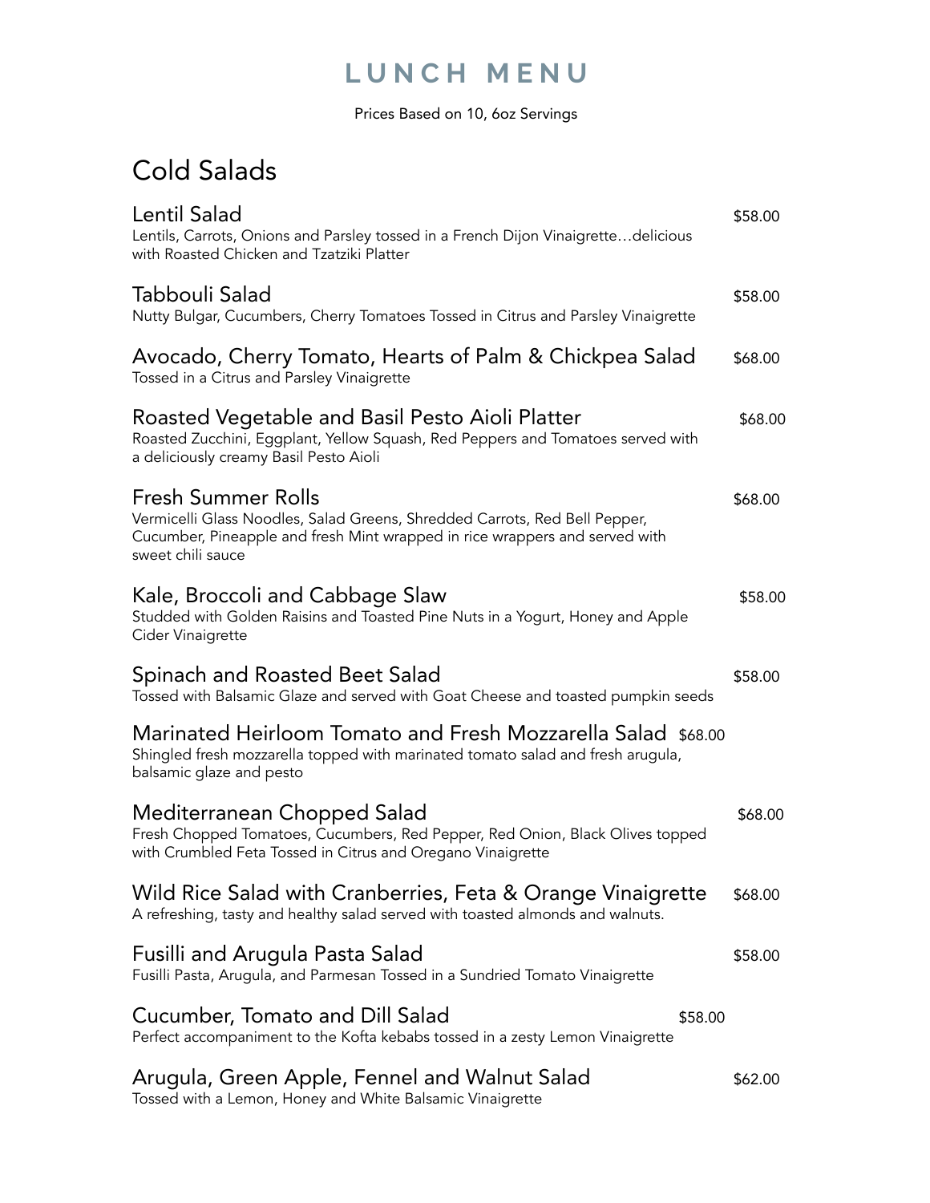# LUNCH MENU

Prices Based on 10, 6oz Servings

## Cold Salads

### Lentil Salad — $58.00

Lentils, Carrots, Onions and Parsley tossed in a French Dijon Vinaigrette…delicious with Roasted Chicken and Tzatziki Platter

### Tabbouli Salad — $58.00

Nutty Bulgar, Cucumbers, Cherry Tomatoes Tossed in Citrus and Parsley Vinaigrette

### Avocado, Cherry Tomato, Hearts of Palm & Chickpea Salad — $68.00

Tossed in a Citrus and Parsley Vinaigrette

### Roasted Vegetable and Basil Pesto Aioli Platter — $68.00

Roasted Zucchini, Eggplant, Yellow Squash, Red Peppers and Tomatoes served with a deliciously creamy Basil Pesto Aioli

### Fresh Summer Rolls — $68.00

Vermicelli Glass Noodles, Salad Greens, Shredded Carrots, Red Bell Pepper, Cucumber, Pineapple and fresh Mint wrapped in rice wrappers and served with sweet chili sauce

### Kale, Broccoli and Cabbage Slaw — $58.00

Studded with Golden Raisins and Toasted Pine Nuts in a Yogurt, Honey and Apple Cider Vinaigrette

### Spinach and Roasted Beet Salad — $58.00

Tossed with Balsamic Glaze and served with Goat Cheese and toasted pumpkin seeds

### Marinated Heirloom Tomato and Fresh Mozzarella Salad — $68.00

Shingled fresh mozzarella topped with marinated tomato salad and fresh arugula, balsamic glaze and pesto

### Mediterranean Chopped Salad — $68.00

Fresh Chopped Tomatoes, Cucumbers, Red Pepper, Red Onion, Black Olives topped with Crumbled Feta Tossed in Citrus and Oregano Vinaigrette

### Wild Rice Salad with Cranberries, Feta & Orange Vinaigrette — $68.00

A refreshing, tasty and healthy salad served with toasted almonds and walnuts.

### Fusilli and Arugula Pasta Salad — $58.00

Fusilli Pasta, Arugula, and Parmesan Tossed in a Sundried Tomato Vinaigrette

### Cucumber, Tomato and Dill Salad — $58.00

Perfect accompaniment to the Kofta kebabs tossed in a zesty Lemon Vinaigrette

### Arugula, Green Apple, Fennel and Walnut Salad — $62.00

Tossed with a Lemon, Honey and White Balsamic Vinaigrette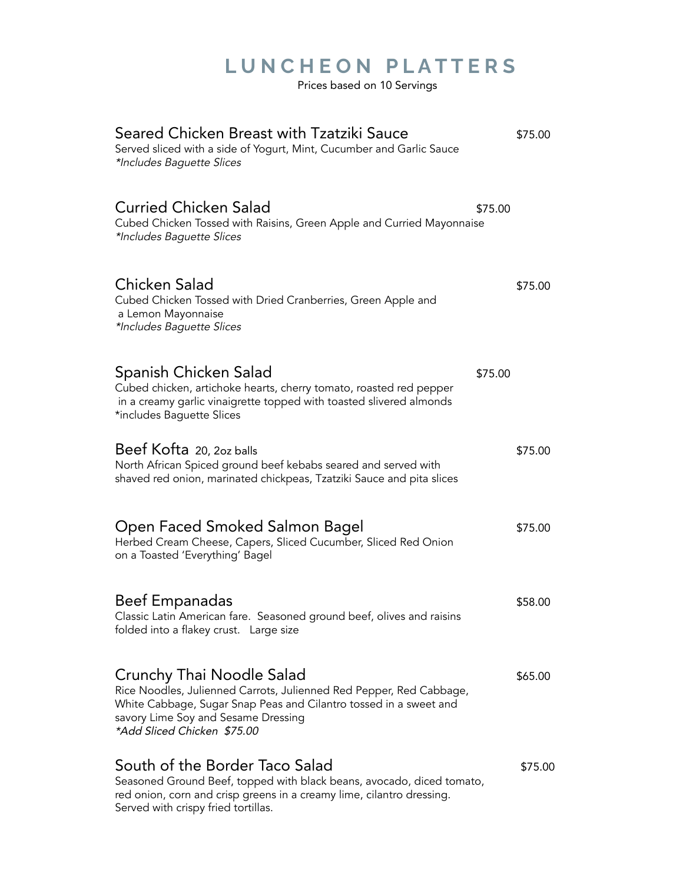# LUNCHEON PLATTERS

Prices based on 10 Servings

## Seared Chicken Breast with Tzatziki Sauce — $75.00

Served sliced with a side of Yogurt, Mint, Cucumber and Garlic Sauce
*\*Includes Baguette Slices*

## Curried Chicken Salad — $75.00

Cubed Chicken Tossed with Raisins, Green Apple and Curried Mayonnaise
*\*Includes Baguette Slices*

## Chicken Salad — $75.00

Cubed Chicken Tossed with Dried Cranberries, Green Apple and a Lemon Mayonnaise
*\*Includes Baguette Slices*

## Spanish Chicken Salad — $75.00

Cubed chicken, artichoke hearts, cherry tomato, roasted red pepper in a creamy garlic vinaigrette topped with toasted slivered almonds
*includes Baguette Slices

## Beef Kofta 20, 2oz balls — $75.00

North African Spiced ground beef kebabs seared and served with shaved red onion, marinated chickpeas, Tzatziki Sauce and pita slices

## Open Faced Smoked Salmon Bagel — $75.00

Herbed Cream Cheese, Capers, Sliced Cucumber, Sliced Red Onion on a Toasted 'Everything' Bagel

## Beef Empanadas — $58.00

Classic Latin American fare. Seasoned ground beef, olives and raisins folded into a flakey crust. Large size

## Crunchy Thai Noodle Salad — $65.00

Rice Noodles, Julienned Carrots, Julienned Red Pepper, Red Cabbage, White Cabbage, Sugar Snap Peas and Cilantro tossed in a sweet and savory Lime Soy and Sesame Dressing
*\*Add Sliced Chicken $75.00*

## South of the Border Taco Salad — $75.00

Seasoned Ground Beef, topped with black beans, avocado, diced tomato, red onion, corn and crisp greens in a creamy lime, cilantro dressing. Served with crispy fried tortillas.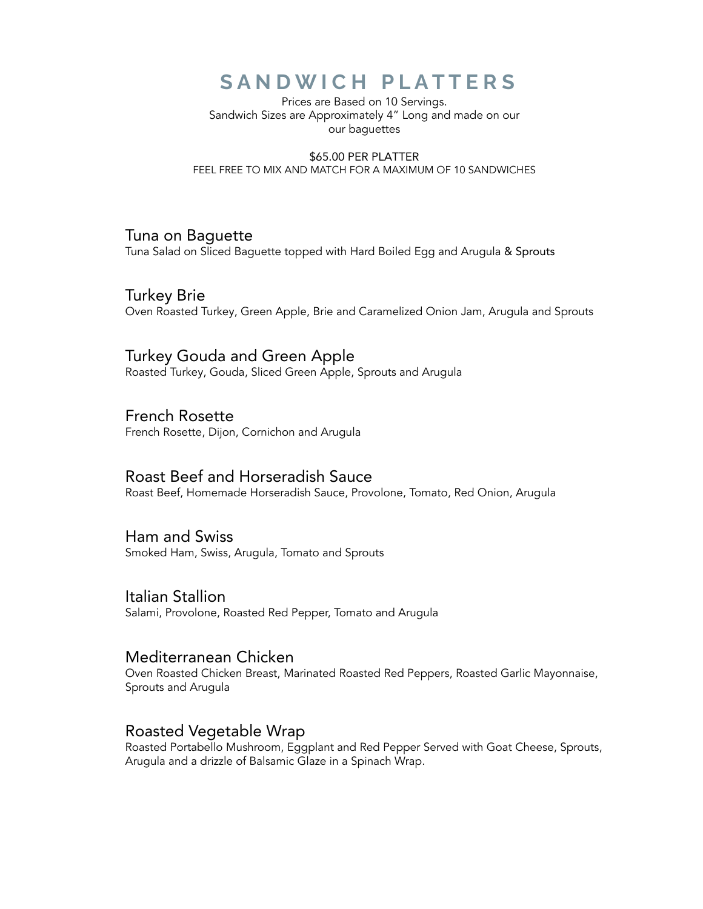# SANDWICH PLATTERS

Prices are Based on 10 Servings.
Sandwich Sizes are Approximately 4" Long and made on our
our baguettes

$65.00 PER PLATTER
FEEL FREE TO MIX AND MATCH FOR A MAXIMUM OF 10 SANDWICHES

## Tuna on Baguette

Tuna Salad on Sliced Baguette topped with Hard Boiled Egg and Arugula & Sprouts

## Turkey Brie

Oven Roasted Turkey, Green Apple, Brie and Caramelized Onion Jam, Arugula and Sprouts

## Turkey Gouda and Green Apple

Roasted Turkey, Gouda, Sliced Green Apple, Sprouts and Arugula

## French Rosette

French Rosette, Dijon, Cornichon and Arugula

## Roast Beef and Horseradish Sauce

Roast Beef, Homemade Horseradish Sauce, Provolone, Tomato, Red Onion, Arugula

## Ham and Swiss

Smoked Ham, Swiss, Arugula, Tomato and Sprouts

## Italian Stallion

Salami, Provolone, Roasted Red Pepper, Tomato and Arugula

## Mediterranean Chicken

Oven Roasted Chicken Breast, Marinated Roasted Red Peppers, Roasted Garlic Mayonnaise, Sprouts and Arugula

## Roasted Vegetable Wrap

Roasted Portabello Mushroom, Eggplant and Red Pepper Served with Goat Cheese, Sprouts, Arugula and a drizzle of Balsamic Glaze in a Spinach Wrap.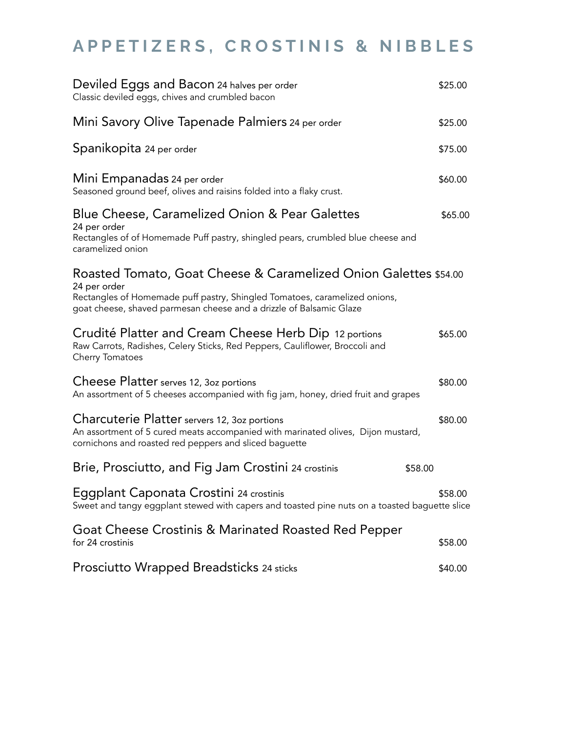# APPETIZERS, CROSTINIS & NIBBLES

**Deviled Eggs and Bacon** 24 halves per order — $25.00
Classic deviled eggs, chives and crumbled bacon

**Mini Savory Olive Tapenade Palmiers** 24 per order — $25.00

**Spanikopita** 24 per order — $75.00

**Mini Empanadas** 24 per order — $60.00
Seasoned ground beef, olives and raisins folded into a flaky crust.

**Blue Cheese, Caramelized Onion & Pear Galettes** — $65.00
24 per order
Rectangles of of Homemade Puff pastry, shingled pears, crumbled blue cheese and caramelized onion

**Roasted Tomato, Goat Cheese & Caramelized Onion Galettes** — $54.00
24 per order
Rectangles of Homemade puff pastry, Shingled Tomatoes, caramelized onions, goat cheese, shaved parmesan cheese and a drizzle of Balsamic Glaze

**Crudité Platter and Cream Cheese Herb Dip** 12 portions — $65.00
Raw Carrots, Radishes, Celery Sticks, Red Peppers, Cauliflower, Broccoli and Cherry Tomatoes

**Cheese Platter** serves 12, 3oz portions — $80.00
An assortment of 5 cheeses accompanied with fig jam, honey, dried fruit and grapes

**Charcuterie Platter** servers 12, 3oz portions — $80.00
An assortment of 5 cured meats accompanied with marinated olives, Dijon mustard, cornichons and roasted red peppers and sliced baguette

**Brie, Prosciutto, and Fig Jam Crostini** 24 crostinis — $58.00

**Eggplant Caponata Crostini** 24 crostinis — $58.00
Sweet and tangy eggplant stewed with capers and toasted pine nuts on a toasted baguette slice

**Goat Cheese Crostinis & Marinated Roasted Red Pepper** — $58.00
for 24 crostinis

**Prosciutto Wrapped Breadsticks** 24 sticks — $40.00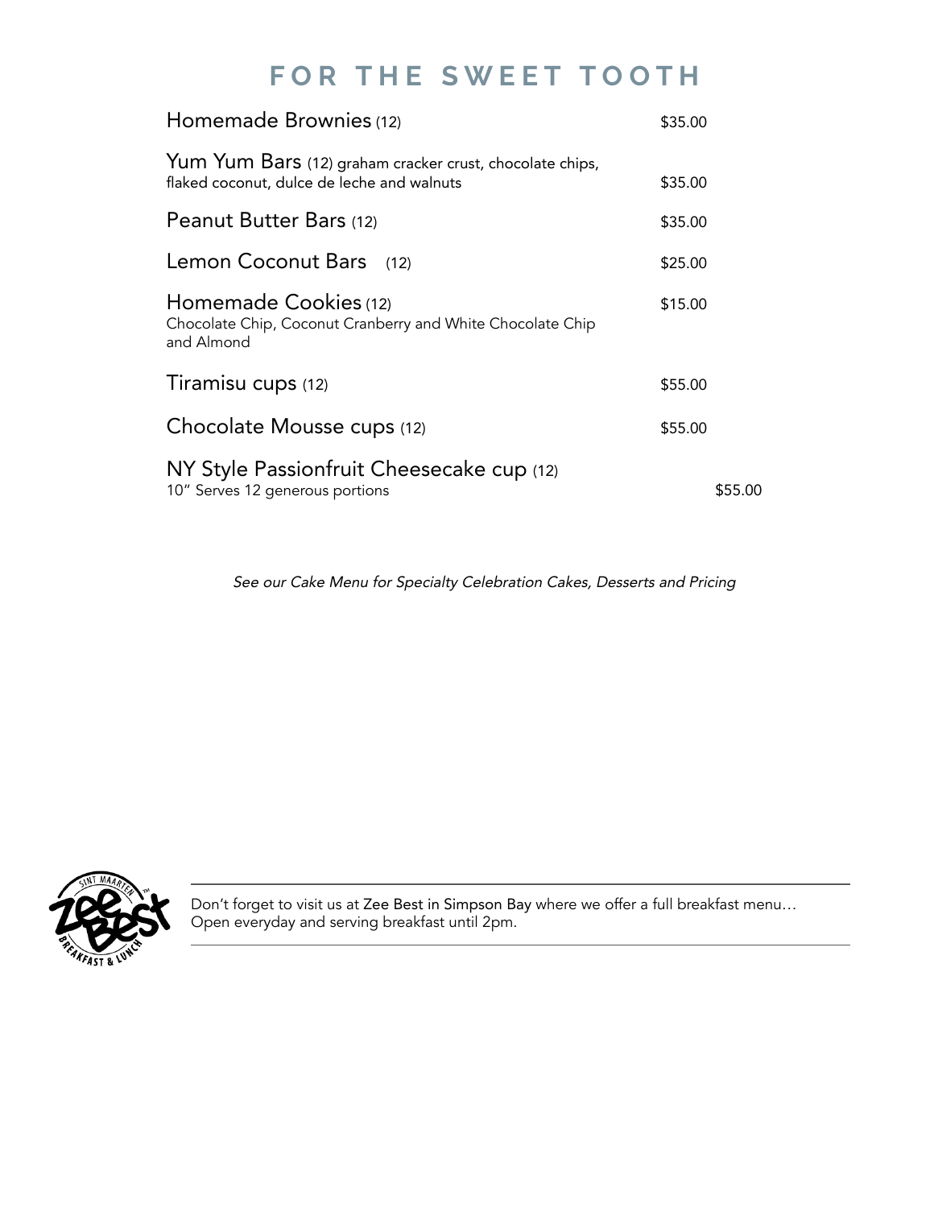# FOR THE SWEET TOOTH

| | |
|---|---|
| Homemade Brownies (12) | $35.00 |
| Yum Yum Bars (12) graham cracker crust, chocolate chips, flaked coconut, dulce de leche and walnuts | $35.00 |
| Peanut Butter Bars (12) | $35.00 |
| Lemon Coconut Bars (12) | $25.00 |
| Homemade Cookies (12) Chocolate Chip, Coconut Cranberry and White Chocolate Chip and Almond | $15.00 |
| Tiramisu cups (12) | $55.00 |
| Chocolate Mousse cups (12) | $55.00 |
| NY Style Passionfruit Cheesecake cup (12) 10" Serves 12 generous portions | $55.00 |

*See our Cake Menu for Specialty Celebration Cakes, Desserts and Pricing*

Don't forget to visit us at Zee Best in Simpson Bay where we offer a full breakfast menu… Open everyday and serving breakfast until 2pm.